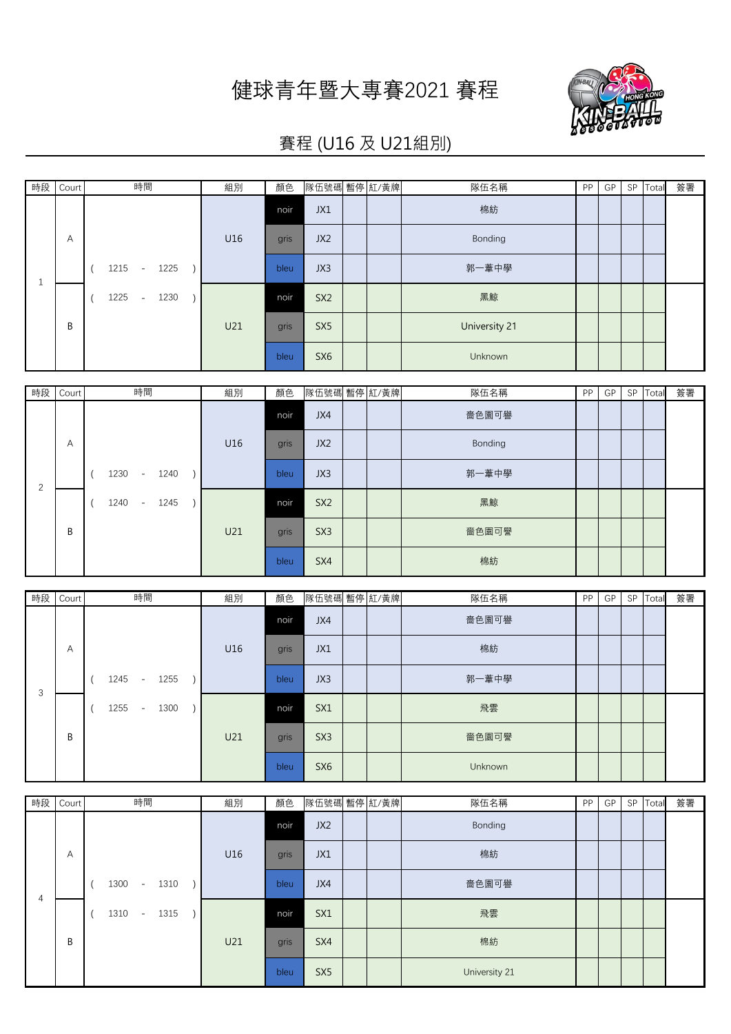# 健球青年暨大專賽2021 賽程

## 賽程 (U16 及 U21組別)

| 時段 | Court | 時間 | 組別 | 顏色 | 隊伍號碼 | 暫停 | 紅/黃牌 | 隊伍名稱 | PP | GP | SP | Total | 簽署 |
|---|---|---|---|---|---|---|---|---|---|---|---|---|---|
| 1 | A | ( 1215 - 1225 ) | U16 | noir | JX1 | | | 棉紡 | | | | | |
| | | | | gris | JX2 | | | Bonding | | | | | |
| | | | | bleu | JX3 | | | 郭一葦中學 | | | | | |
| | B | ( 1225 - 1230 ) | U21 | noir | SX2 | | | 黑鯨 | | | | | |
| | | | | gris | SX5 | | | University 21 | | | | | |
| | | | | bleu | SX6 | | | Unknown | | | | | |

| 時段 | Court | 時間 | 組別 | 顏色 | 隊伍號碼 | 暫停 | 紅/黃牌 | 隊伍名稱 | PP | GP | SP | Total | 簽署 |
|---|---|---|---|---|---|---|---|---|---|---|---|---|---|
| 2 | A | ( 1230 - 1240 ) | U16 | noir | JX4 | | | 嗇色園可譽 | | | | | |
| | | | | gris | JX2 | | | Bonding | | | | | |
| | | | | bleu | JX3 | | | 郭一葦中學 | | | | | |
| | B | ( 1240 - 1245 ) | U21 | noir | SX2 | | | 黑鯨 | | | | | |
| | | | | gris | SX3 | | | 嗇色園可譽 | | | | | |
| | | | | bleu | SX4 | | | 棉紡 | | | | | |

| 時段 | Court | 時間 | 組別 | 顏色 | 隊伍號碼 | 暫停 | 紅/黃牌 | 隊伍名稱 | PP | GP | SP | Total | 簽署 |
|---|---|---|---|---|---|---|---|---|---|---|---|---|---|
| 3 | A | ( 1245 - 1255 ) | U16 | noir | JX4 | | | 嗇色園可譽 | | | | | |
| | | | | gris | JX1 | | | 棉紡 | | | | | |
| | | | | bleu | JX3 | | | 郭一葦中學 | | | | | |
| | B | ( 1255 - 1300 ) | U21 | noir | SX1 | | | 飛雲 | | | | | |
| | | | | gris | SX3 | | | 嗇色園可譽 | | | | | |
| | | | | bleu | SX6 | | | Unknown | | | | | |

| 時段 | Court | 時間 | 組別 | 顏色 | 隊伍號碼 | 暫停 | 紅/黃牌 | 隊伍名稱 | PP | GP | SP | Total | 簽署 |
|---|---|---|---|---|---|---|---|---|---|---|---|---|---|
| 4 | A | ( 1300 - 1310 ) | U16 | noir | JX2 | | | Bonding | | | | | |
| | | | | gris | JX1 | | | 棉紡 | | | | | |
| | | | | bleu | JX4 | | | 嗇色園可譽 | | | | | |
| | B | ( 1310 - 1315 ) | U21 | noir | SX1 | | | 飛雲 | | | | | |
| | | | | gris | SX4 | | | 棉紡 | | | | | |
| | | | | bleu | SX5 | | | University 21 | | | | | |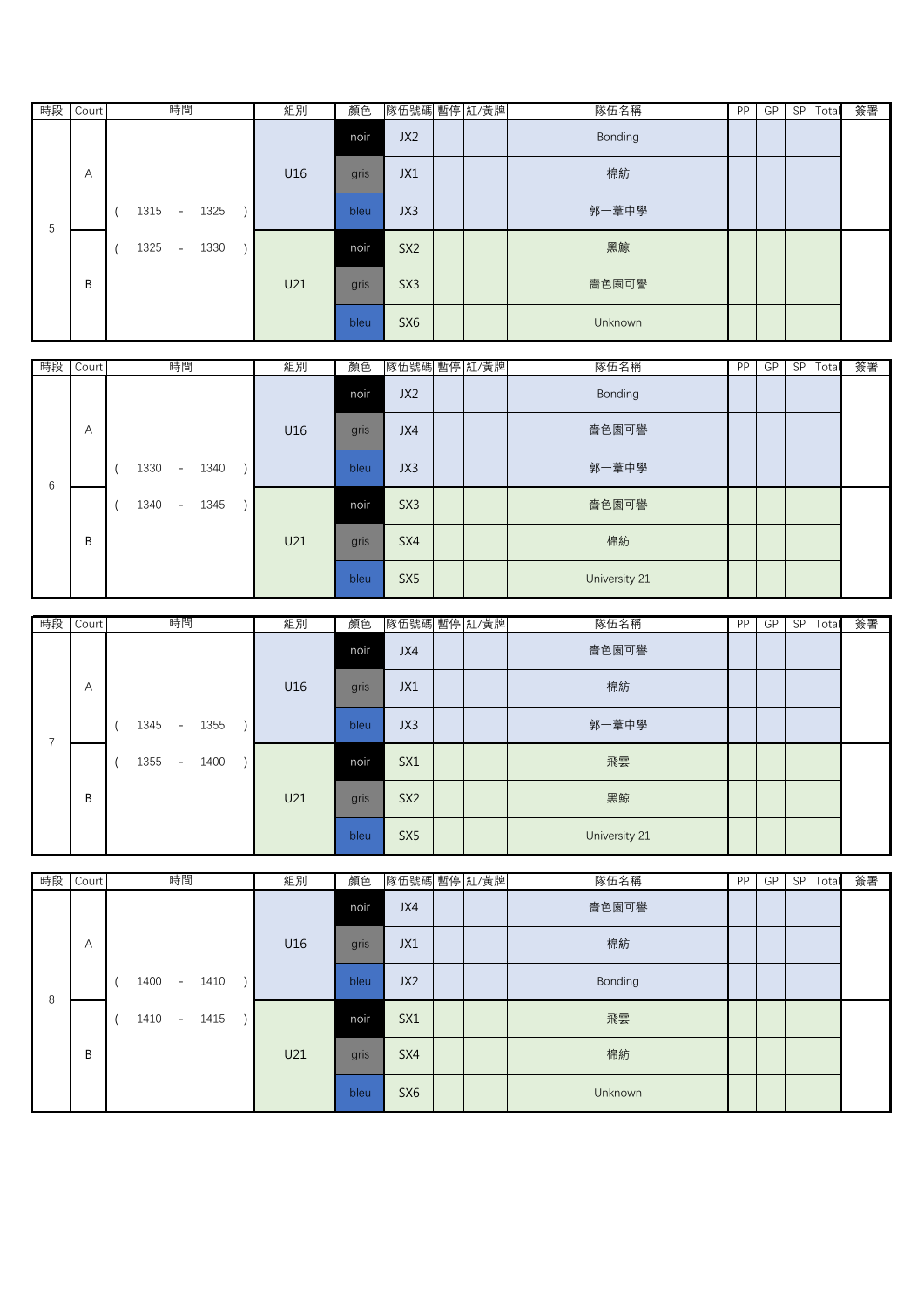| 時段 | Court | 時間 | 組別 | 顏色 | 隊伍號碼 | 暫停 | 紅/黃牌 | 隊伍名稱 | PP | GP | SP | Total | 簽署 |
|---|---|---|---|---|---|---|---|---|---|---|---|---|---|
| 5 | A | ( 1315 - 1325 ) | U16 | noir | JX2 | | | Bonding | | | | | |
| | | | | gris | JX1 | | | 棉紡 | | | | | |
| | | | | bleu | JX3 | | | 郭一葦中學 | | | | | |
| | B | ( 1325 - 1330 ) | U21 | noir | SX2 | | | 黑鯨 | | | | | |
| | | | | gris | SX3 | | | 嗇色園可譽 | | | | | |
| | | | | bleu | SX6 | | | Unknown | | | | | |

| 時段 | Court | 時間 | 組別 | 顏色 | 隊伍號碼 | 暫停 | 紅/黃牌 | 隊伍名稱 | PP | GP | SP | Total | 簽署 |
|---|---|---|---|---|---|---|---|---|---|---|---|---|---|
| 6 | A | ( 1330 - 1340 ) | U16 | noir | JX2 | | | Bonding | | | | | |
| | | | | gris | JX4 | | | 嗇色園可譽 | | | | | |
| | | | | bleu | JX3 | | | 郭一葦中學 | | | | | |
| | B | ( 1340 - 1345 ) | U21 | noir | SX3 | | | 嗇色園可譽 | | | | | |
| | | | | gris | SX4 | | | 棉紡 | | | | | |
| | | | | bleu | SX5 | | | University 21 | | | | | |

| 時段 | Court | 時間 | 組別 | 顏色 | 隊伍號碼 | 暫停 | 紅/黃牌 | 隊伍名稱 | PP | GP | SP | Total | 簽署 |
|---|---|---|---|---|---|---|---|---|---|---|---|---|---|
| 7 | A | ( 1345 - 1355 ) | U16 | noir | JX4 | | | 嗇色園可譽 | | | | | |
| | | | | gris | JX1 | | | 棉紡 | | | | | |
| | | | | bleu | JX3 | | | 郭一葦中學 | | | | | |
| | B | ( 1355 - 1400 ) | U21 | noir | SX1 | | | 飛雲 | | | | | |
| | | | | gris | SX2 | | | 黑鯨 | | | | | |
| | | | | bleu | SX5 | | | University 21 | | | | | |

| 時段 | Court | 時間 | 組別 | 顏色 | 隊伍號碼 | 暫停 | 紅/黃牌 | 隊伍名稱 | PP | GP | SP | Total | 簽署 |
|---|---|---|---|---|---|---|---|---|---|---|---|---|---|
| 8 | A | ( 1400 - 1410 ) | U16 | noir | JX4 | | | 嗇色園可譽 | | | | | |
| | | | | gris | JX1 | | | 棉紡 | | | | | |
| | | | | bleu | JX2 | | | Bonding | | | | | |
| | B | ( 1410 - 1415 ) | U21 | noir | SX1 | | | 飛雲 | | | | | |
| | | | | gris | SX4 | | | 棉紡 | | | | | |
| | | | | bleu | SX6 | | | Unknown | | | | | |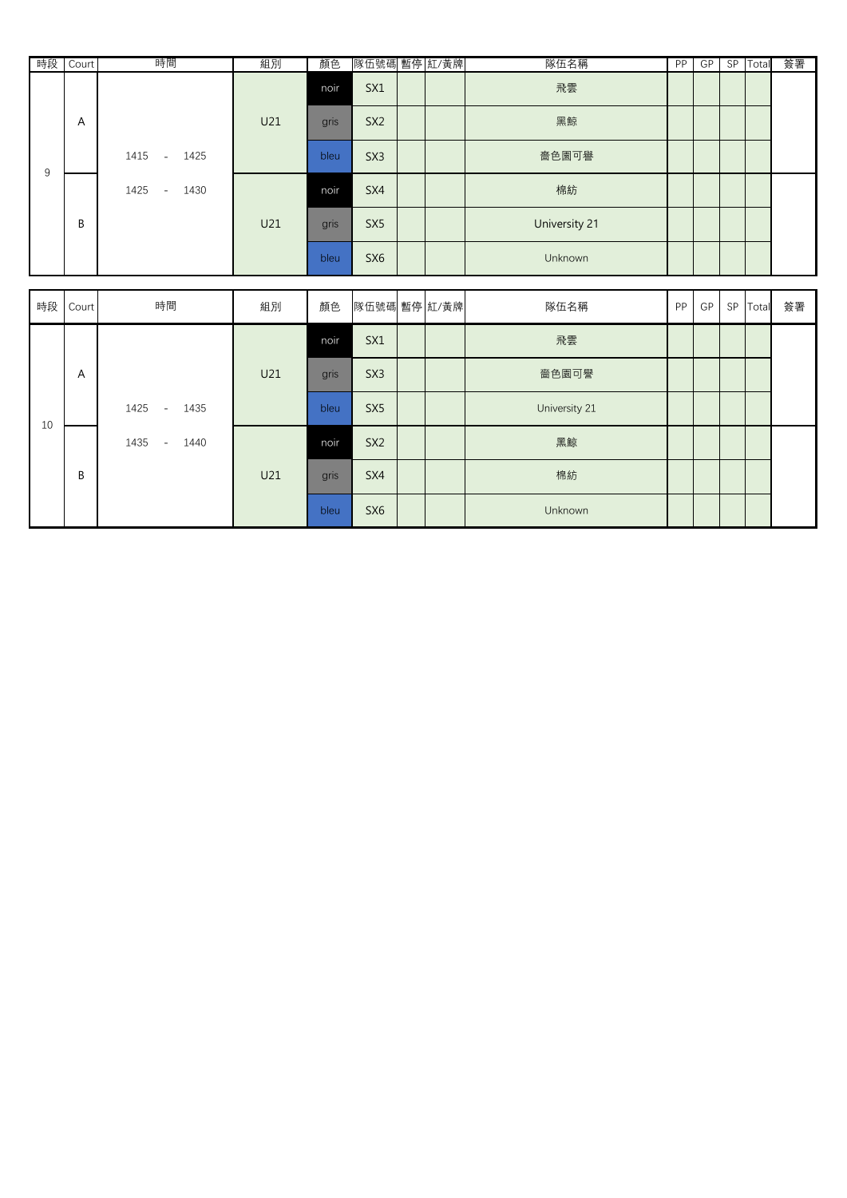| 時段 | Court | 時間 | 組別 | 顏色 | 隊伍號碼 | 暫停 | 紅/黃牌 | 隊伍名稱 | PP | GP | SP | Total | 簽署 |
|---|---|---|---|---|---|---|---|---|---|---|---|---|---|
| 9 | A | 1415 - 1425 | U21 | noir | SX1 | | | 飛雲 | | | | | |
| | | | | gris | SX2 | | | 黑鯨 | | | | | |
| | | | | bleu | SX3 | | | 薔色園可譽 | | | | | |
| | B | 1425 - 1430 | U21 | noir | SX4 | | | 棉紡 | | | | | |
| | | | | gris | SX5 | | | University 21 | | | | | |
| | | | | bleu | SX6 | | | Unknown | | | | | |

| 時段 | Court | 時間 | 組別 | 顏色 | 隊伍號碼 | 暫停 | 紅/黃牌 | 隊伍名稱 | PP | GP | SP | Total | 簽署 |
|---|---|---|---|---|---|---|---|---|---|---|---|---|---|
| 10 | A | 1425 - 1435 | U21 | noir | SX1 | | | 飛雲 | | | | | |
| | | | | gris | SX3 | | | 薔色園可譽 | | | | | |
| | | | | bleu | SX5 | | | University 21 | | | | | |
| | B | 1435 - 1440 | U21 | noir | SX2 | | | 黑鯨 | | | | | |
| | | | | gris | SX4 | | | 棉紡 | | | | | |
| | | | | bleu | SX6 | | | Unknown | | | | | |